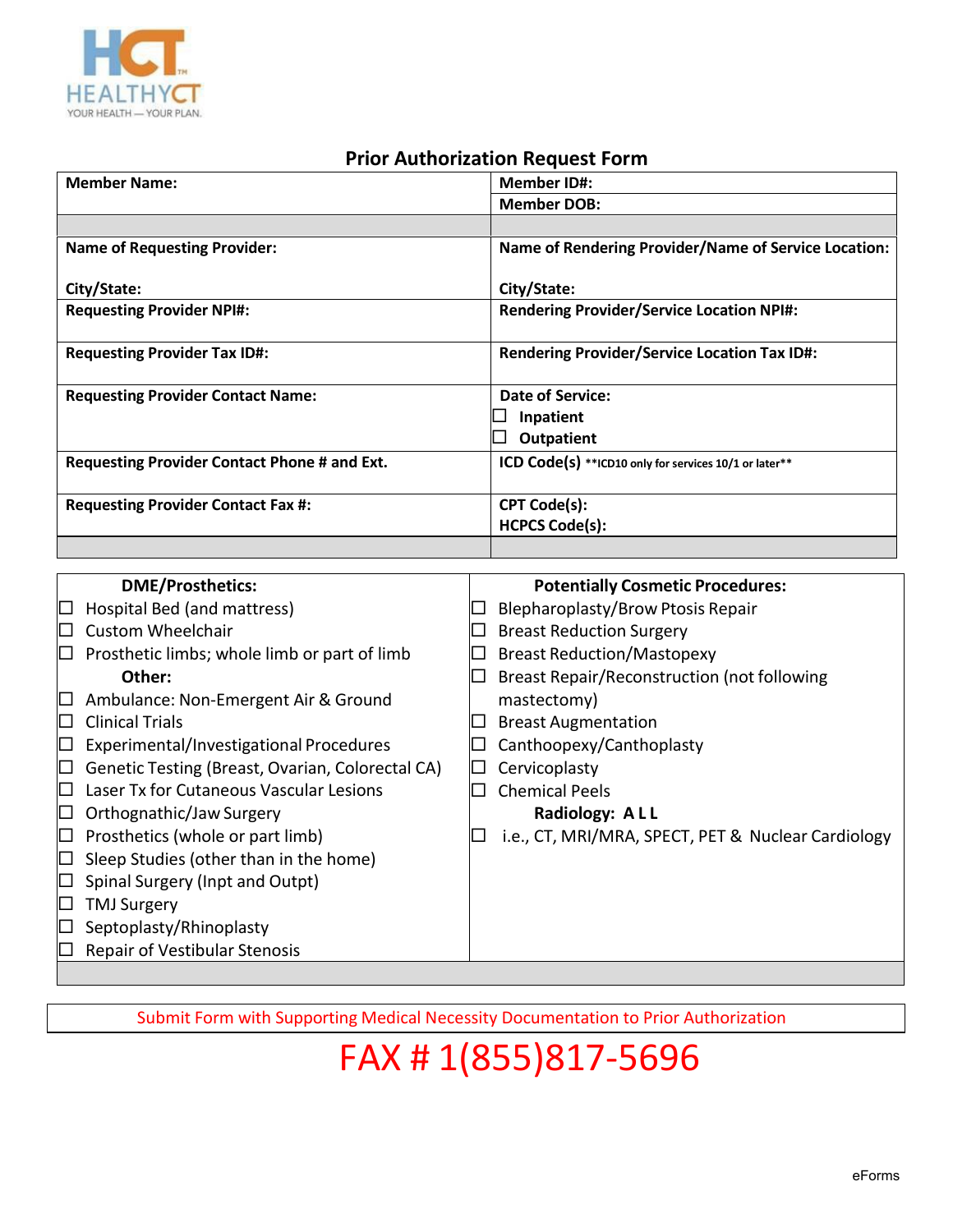HEALTHYCT
YOUR HEALTH — YOUR PLAN.

## Prior Authorization Request Form

| **Member Name:** | **Member ID#:** <br> **Member DOB:** |
|---|---|
| | |
| **Name of Requesting Provider:** <br><br> **City/State:** | **Name of Rendering Provider/Name of Service Location:** <br><br> **City/State:** |
| **Requesting Provider NPI#:** | **Rendering Provider/Service Location NPI#:** |
| **Requesting Provider Tax ID#:** | **Rendering Provider/Service Location Tax ID#:** |
| **Requesting Provider Contact Name:** | **Date of Service:** <br> ☐ **Inpatient** <br> ☐ **Outpatient** |
| **Requesting Provider Contact Phone # and Ext.** | **ICD Code(s)** **\*\*ICD10 only for services 10/1 or later\*\*** |
| **Requesting Provider Contact Fax #:** | **CPT Code(s):** <br> **HCPCS Code(s):** |
| | |

| **DME/Prosthetics:** | **Potentially Cosmetic Procedures:** |
|---|---|
| ☐ Hospital Bed (and mattress) | ☐ Blepharoplasty/Brow Ptosis Repair |
| ☐ Custom Wheelchair | ☐ Breast Reduction Surgery |
| ☐ Prosthetic limbs; whole limb or part of limb | ☐ Breast Reduction/Mastopexy |
| **Other:** | ☐ Breast Repair/Reconstruction (not following mastectomy) |
| ☐ Ambulance: Non-Emergent Air & Ground | ☐ Breast Augmentation |
| ☐ Clinical Trials | ☐ Canthoopexy/Canthoplasty |
| ☐ Experimental/Investigational Procedures | ☐ Cervicoplasty |
| ☐ Genetic Testing (Breast, Ovarian, Colorectal CA) | ☐ Chemical Peels |
| ☐ Laser Tx for Cutaneous Vascular Lesions | **Radiology: A L L** |
| ☐ Orthognathic/Jaw Surgery | ☐ i.e., CT, MRI/MRA, SPECT, PET & Nuclear Cardiology |
| ☐ Prosthetics (whole or part limb) | |
| ☐ Sleep Studies (other than in the home) | |
| ☐ Spinal Surgery (Inpt and Outpt) | |
| ☐ TMJ Surgery | |
| ☐ Septoplasty/Rhinoplasty | |
| ☐ Repair of Vestibular Stenosis | |

Submit Form with Supporting Medical Necessity Documentation to Prior Authorization

# FAX # 1(855)817-5696

eForms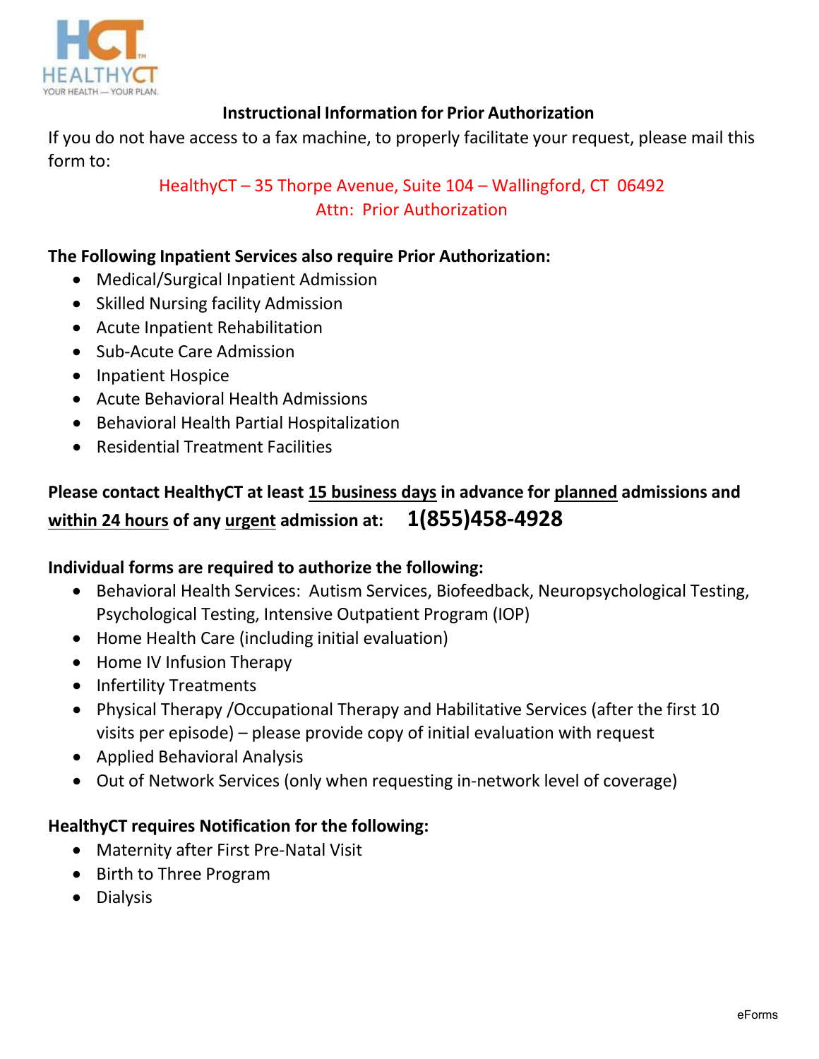HEALTHYCT
YOUR HEALTH — YOUR PLAN.

## Instructional Information for Prior Authorization

If you do not have access to a fax machine, to properly facilitate your request, please mail this form to:

HealthyCT – 35 Thorpe Avenue, Suite 104 – Wallingford, CT 06492
Attn: Prior Authorization

**The Following Inpatient Services also require Prior Authorization:**

- Medical/Surgical Inpatient Admission
- Skilled Nursing facility Admission
- Acute Inpatient Rehabilitation
- Sub-Acute Care Admission
- Inpatient Hospice
- Acute Behavioral Health Admissions
- Behavioral Health Partial Hospitalization
- Residential Treatment Facilities

**Please contact HealthyCT at least 15 business days in advance for planned admissions and within 24 hours of any urgent admission at: 1(855)458-4928**

**Individual forms are required to authorize the following:**

- Behavioral Health Services: Autism Services, Biofeedback, Neuropsychological Testing, Psychological Testing, Intensive Outpatient Program (IOP)
- Home Health Care (including initial evaluation)
- Home IV Infusion Therapy
- Infertility Treatments
- Physical Therapy /Occupational Therapy and Habilitative Services (after the first 10 visits per episode) – please provide copy of initial evaluation with request
- Applied Behavioral Analysis
- Out of Network Services (only when requesting in-network level of coverage)

**HealthyCT requires Notification for the following:**

- Maternity after First Pre-Natal Visit
- Birth to Three Program
- Dialysis